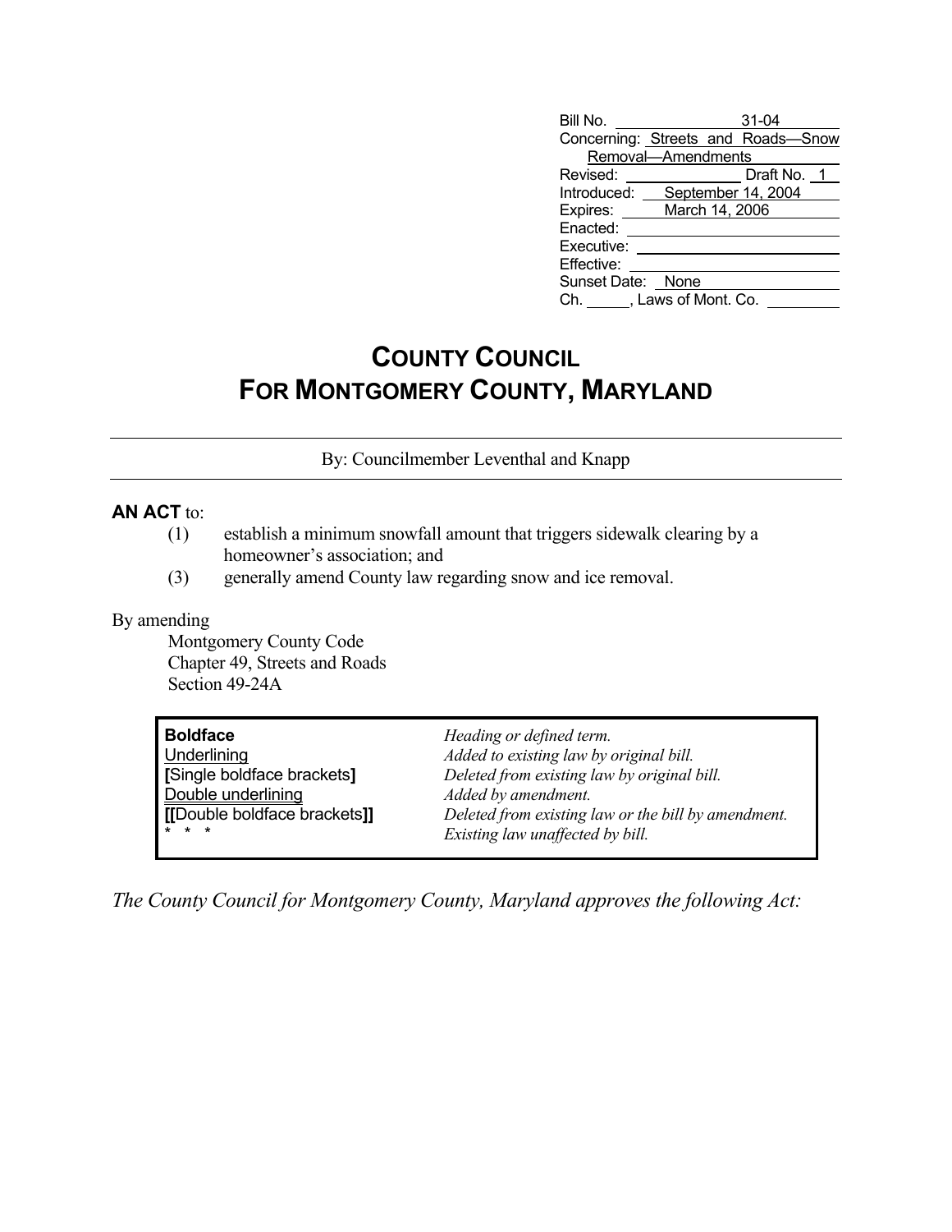| | |
|---|---|
| Bill No. | 31-04 |
| Concerning: | Streets and Roads—Snow Removal—Amendments |
| Revised: | Draft No. 1 |
| Introduced: | September 14, 2004 |
| Expires: | March 14, 2006 |
| Enacted: | |
| Executive: | |
| Effective: | |
| Sunset Date: | None |
| Ch. ____, Laws of Mont. Co. | |

# COUNTY COUNCIL
# FOR MONTGOMERY COUNTY, MARYLAND

By: Councilmember Leventhal and Knapp

**AN ACT** to:

(1) establish a minimum snowfall amount that triggers sidewalk clearing by a homeowner's association; and

(3) generally amend County law regarding snow and ice removal.

By amending

Montgomery County Code
Chapter 49, Streets and Roads
Section 49-24A

| | |
|---|---|
| **Boldface** | *Heading or defined term.* |
| Underlining | *Added to existing law by original bill.* |
| **[**Single boldface brackets**]** | *Deleted from existing law by original bill.* |
| Double underlining | *Added by amendment.* |
| **[[**Double boldface brackets**]]** | *Deleted from existing law or the bill by amendment.* |
| * * * | *Existing law unaffected by bill.* |

*The County Council for Montgomery County, Maryland approves the following Act:*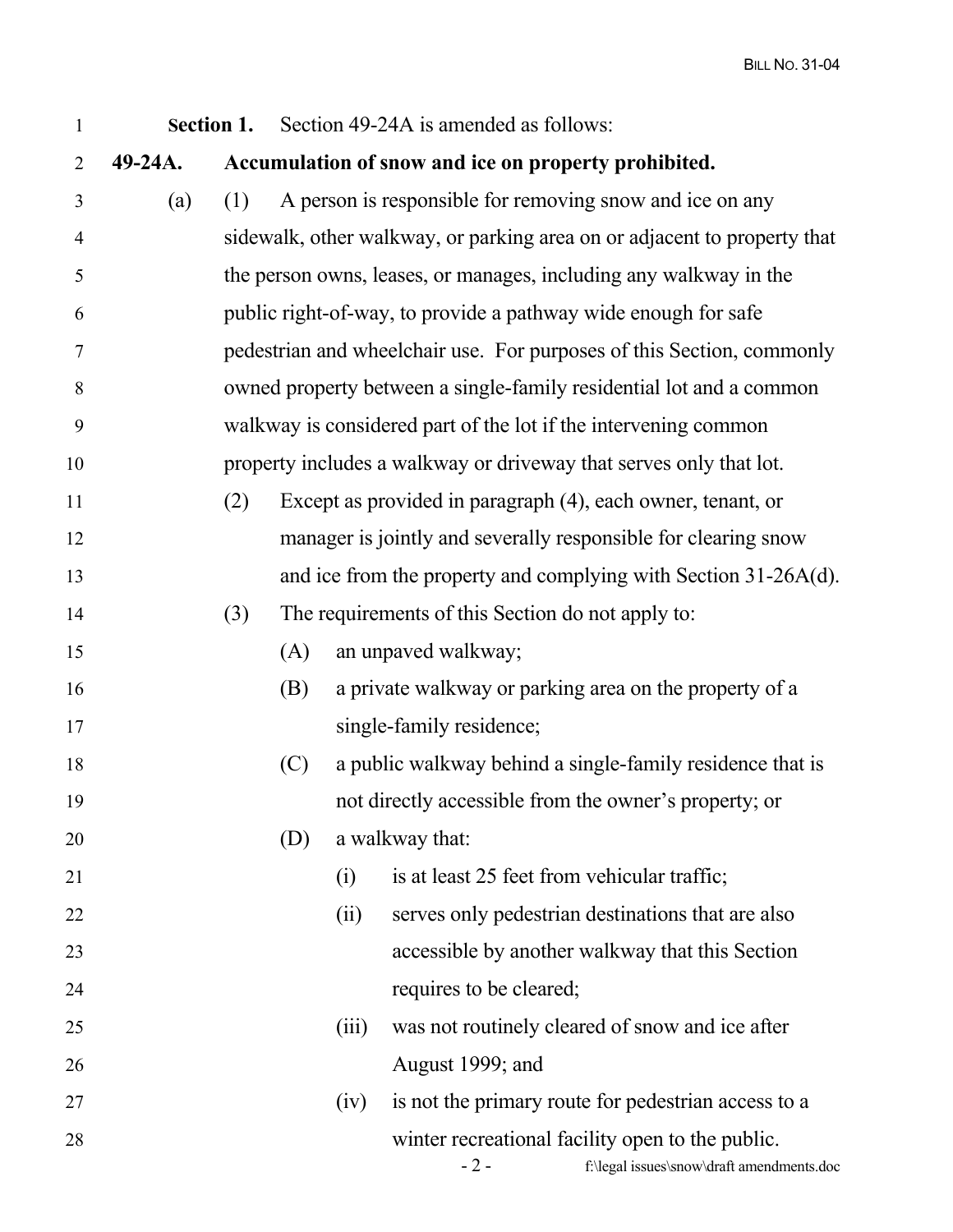**Section 1.** Section 49-24A is amended as follows:

**49-24A. Accumulation of snow and ice on property prohibited.**

(a) (1) A person is responsible for removing snow and ice on any sidewalk, other walkway, or parking area on or adjacent to property that the person owns, leases, or manages, including any walkway in the public right-of-way, to provide a pathway wide enough for safe pedestrian and wheelchair use. For purposes of this Section, commonly owned property between a single-family residential lot and a common walkway is considered part of the lot if the intervening common property includes a walkway or driveway that serves only that lot.

(2) Except as provided in paragraph (4), each owner, tenant, or manager is jointly and severally responsible for clearing snow and ice from the property and complying with Section 31-26A(d).

(3) The requirements of this Section do not apply to:

(A) an unpaved walkway;

(B) a private walkway or parking area on the property of a single-family residence;

(C) a public walkway behind a single-family residence that is not directly accessible from the owner's property; or

(D) a walkway that:

(i) is at least 25 feet from vehicular traffic;

(ii) serves only pedestrian destinations that are also accessible by another walkway that this Section requires to be cleared;

(iii) was not routinely cleared of snow and ice after August 1999; and

(iv) is not the primary route for pedestrian access to a winter recreational facility open to the public.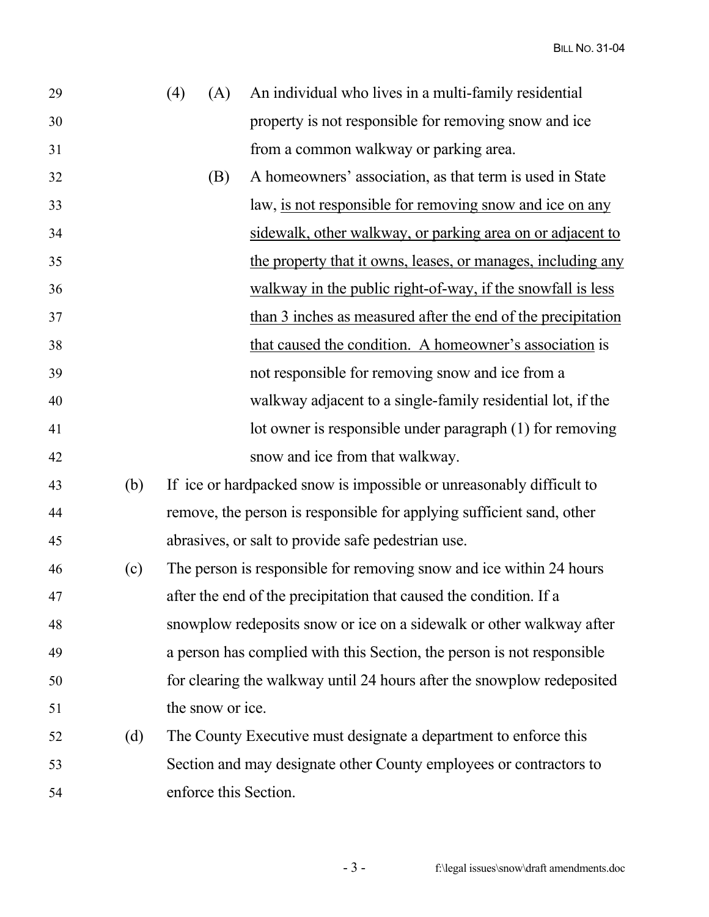(4) (A) An individual who lives in a multi-family residential property is not responsible for removing snow and ice from a common walkway or parking area.

(B) A homeowners' association, as that term is used in State law, <u>is not responsible for removing snow and ice on any sidewalk, other walkway, or parking area on or adjacent to the property that it owns, leases, or manages, including any walkway in the public right-of-way, if the snowfall is less than 3 inches as measured after the end of the precipitation that caused the condition. A homeowner's association</u> is not responsible for removing snow and ice from a walkway adjacent to a single-family residential lot, if the lot owner is responsible under paragraph (1) for removing snow and ice from that walkway.

(b) If ice or hardpacked snow is impossible or unreasonably difficult to remove, the person is responsible for applying sufficient sand, other abrasives, or salt to provide safe pedestrian use.

(c) The person is responsible for removing snow and ice within 24 hours after the end of the precipitation that caused the condition. If a snowplow redeposits snow or ice on a sidewalk or other walkway after a person has complied with this Section, the person is not responsible for clearing the walkway until 24 hours after the snowplow redeposited the snow or ice.

(d) The County Executive must designate a department to enforce this Section and may designate other County employees or contractors to enforce this Section.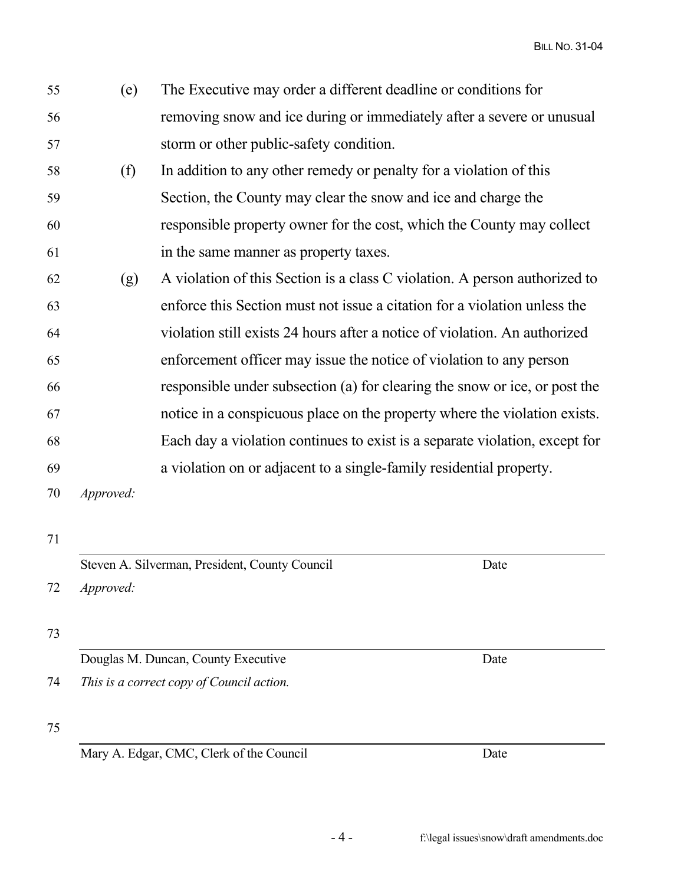(e) The Executive may order a different deadline or conditions for removing snow and ice during or immediately after a severe or unusual storm or other public-safety condition.

(f) In addition to any other remedy or penalty for a violation of this Section, the County may clear the snow and ice and charge the responsible property owner for the cost, which the County may collect in the same manner as property taxes.

(g) A violation of this Section is a class C violation. A person authorized to enforce this Section must not issue a citation for a violation unless the violation still exists 24 hours after a notice of violation. An authorized enforcement officer may issue the notice of violation to any person responsible under subsection (a) for clearing the snow or ice, or post the notice in a conspicuous place on the property where the violation exists. Each day a violation continues to exist is a separate violation, except for a violation on or adjacent to a single-family residential property.

*Approved:*

Steven A. Silverman, President, County Council — Date

*Approved:*

Douglas M. Duncan, County Executive — Date

*This is a correct copy of Council action.*

Mary A. Edgar, CMC, Clerk of the Council — Date